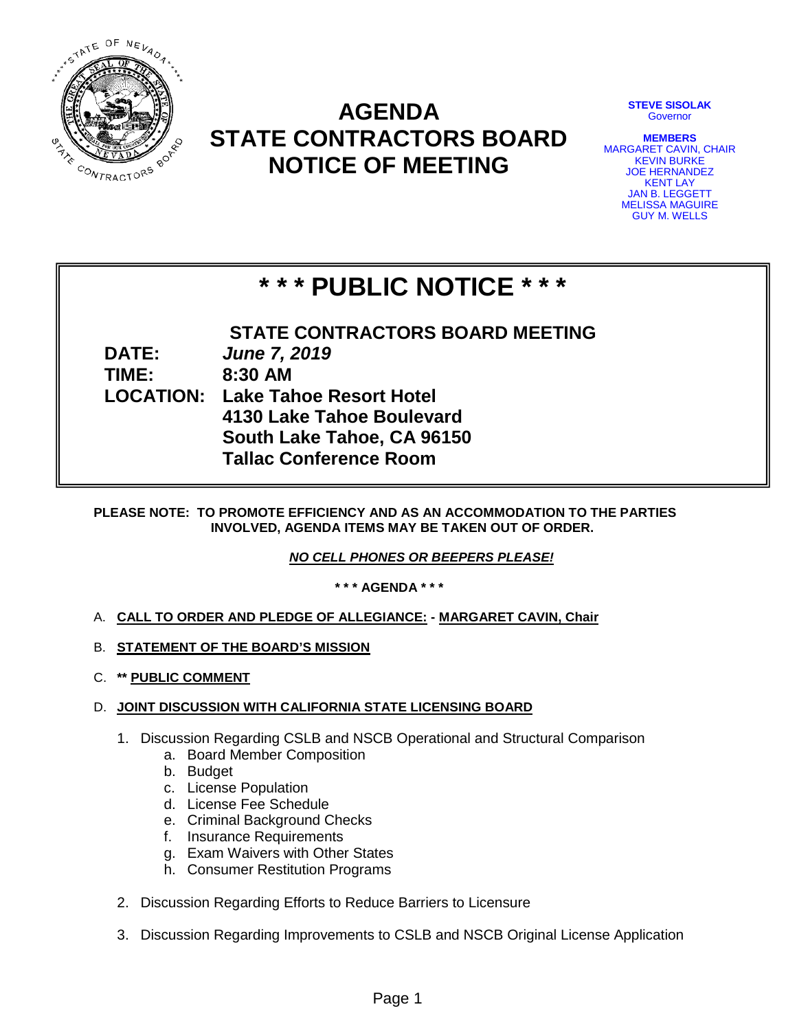# AGENDA
# STATE CONTRACTORS BOARD
# NOTICE OF MEETING

**STEVE SISOLAK**
Governor

**MEMBERS**
MARGARET CAVIN, CHAIR
KEVIN BURKE
JOE HERNANDEZ
KENT LAY
JAN B. LEGGETT
MELISSA MAGUIRE
GUY M. WELLS

## * * * PUBLIC NOTICE * * *

**STATE CONTRACTORS BOARD MEETING**

**DATE:** ***June 7, 2019***
**TIME:** **8:30 AM**
**LOCATION:** **Lake Tahoe Resort Hotel**
**4130 Lake Tahoe Boulevard**
**South Lake Tahoe, CA 96150**
**Tallac Conference Room**

**PLEASE NOTE: TO PROMOTE EFFICIENCY AND AS AN ACCOMMODATION TO THE PARTIES INVOLVED, AGENDA ITEMS MAY BE TAKEN OUT OF ORDER.**

***NO CELL PHONES OR BEEPERS PLEASE!***

**\* \* \* AGENDA \* \* \***

A. **CALL TO ORDER AND PLEDGE OF ALLEGIANCE: - MARGARET CAVIN, Chair**

B. **STATEMENT OF THE BOARD'S MISSION**

C. **** PUBLIC COMMENT**

D. **JOINT DISCUSSION WITH CALIFORNIA STATE LICENSING BOARD**

1. Discussion Regarding CSLB and NSCB Operational and Structural Comparison
   a. Board Member Composition
   b. Budget
   c. License Population
   d. License Fee Schedule
   e. Criminal Background Checks
   f. Insurance Requirements
   g. Exam Waivers with Other States
   h. Consumer Restitution Programs

2. Discussion Regarding Efforts to Reduce Barriers to Licensure

3. Discussion Regarding Improvements to CSLB and NSCB Original License Application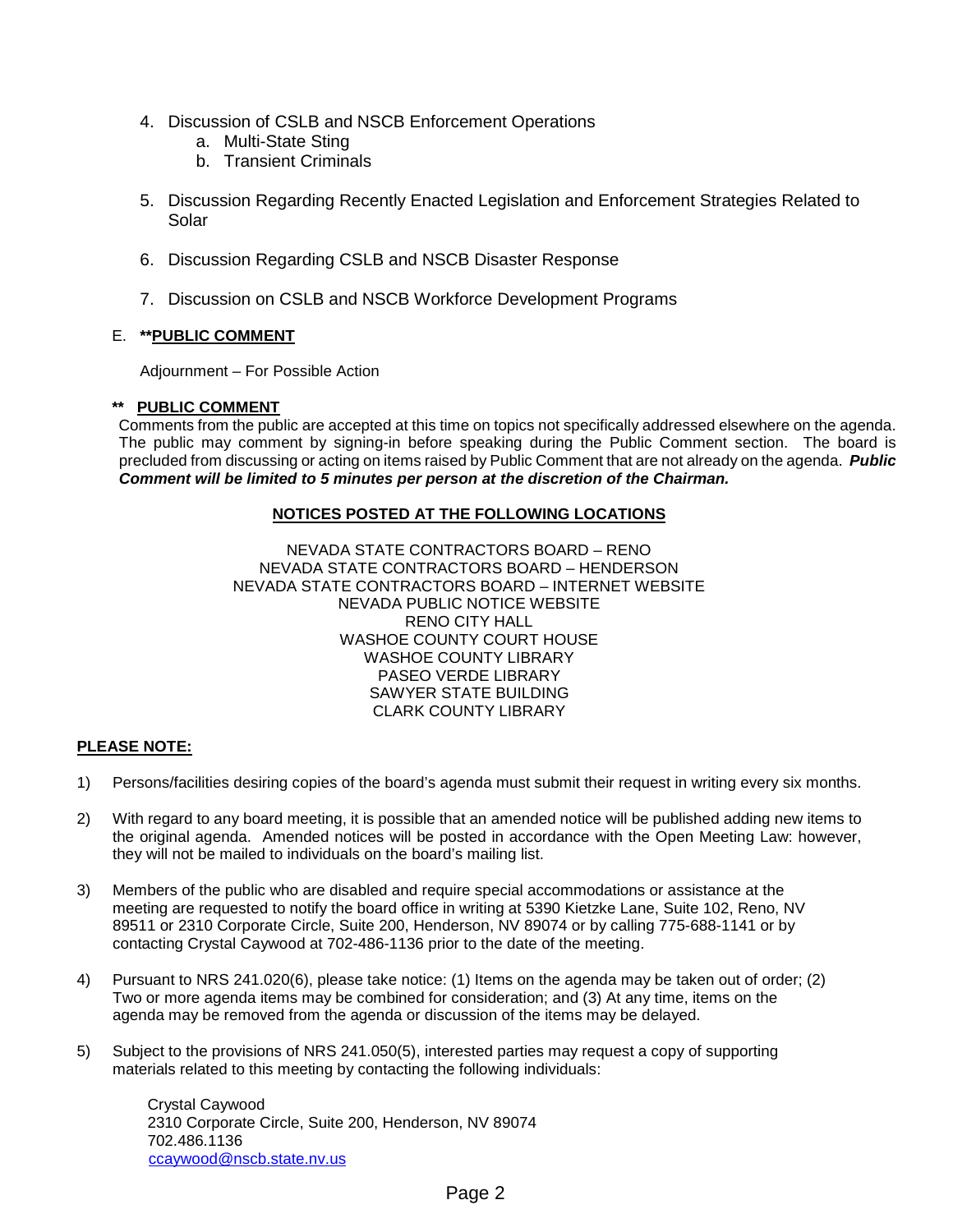4. Discussion of CSLB and NSCB Enforcement Operations
    a. Multi-State Sting
    b. Transient Criminals

5. Discussion Regarding Recently Enacted Legislation and Enforcement Strategies Related to Solar

6. Discussion Regarding CSLB and NSCB Disaster Response

7. Discussion on CSLB and NSCB Workforce Development Programs

E. **\*\*PUBLIC COMMENT**

Adjournment – For Possible Action

**\*\* PUBLIC COMMENT**

Comments from the public are accepted at this time on topics not specifically addressed elsewhere on the agenda. The public may comment by signing-in before speaking during the Public Comment section. The board is precluded from discussing or acting on items raised by Public Comment that are not already on the agenda. ***Public Comment will be limited to 5 minutes per person at the discretion of the Chairman.***

**NOTICES POSTED AT THE FOLLOWING LOCATIONS**

NEVADA STATE CONTRACTORS BOARD – RENO
NEVADA STATE CONTRACTORS BOARD – HENDERSON
NEVADA STATE CONTRACTORS BOARD – INTERNET WEBSITE
NEVADA PUBLIC NOTICE WEBSITE
RENO CITY HALL
WASHOE COUNTY COURT HOUSE
WASHOE COUNTY LIBRARY
PASEO VERDE LIBRARY
SAWYER STATE BUILDING
CLARK COUNTY LIBRARY

**PLEASE NOTE:**

1) Persons/facilities desiring copies of the board's agenda must submit their request in writing every six months.

2) With regard to any board meeting, it is possible that an amended notice will be published adding new items to the original agenda. Amended notices will be posted in accordance with the Open Meeting Law: however, they will not be mailed to individuals on the board's mailing list.

3) Members of the public who are disabled and require special accommodations or assistance at the meeting are requested to notify the board office in writing at 5390 Kietzke Lane, Suite 102, Reno, NV 89511 or 2310 Corporate Circle, Suite 200, Henderson, NV 89074 or by calling 775-688-1141 or by contacting Crystal Caywood at 702-486-1136 prior to the date of the meeting.

4) Pursuant to NRS 241.020(6), please take notice: (1) Items on the agenda may be taken out of order; (2) Two or more agenda items may be combined for consideration; and (3) At any time, items on the agenda may be removed from the agenda or discussion of the items may be delayed.

5) Subject to the provisions of NRS 241.050(5), interested parties may request a copy of supporting materials related to this meeting by contacting the following individuals:

    Crystal Caywood
    2310 Corporate Circle, Suite 200, Henderson, NV 89074
    702.486.1136
    ccaywood@nscb.state.nv.us